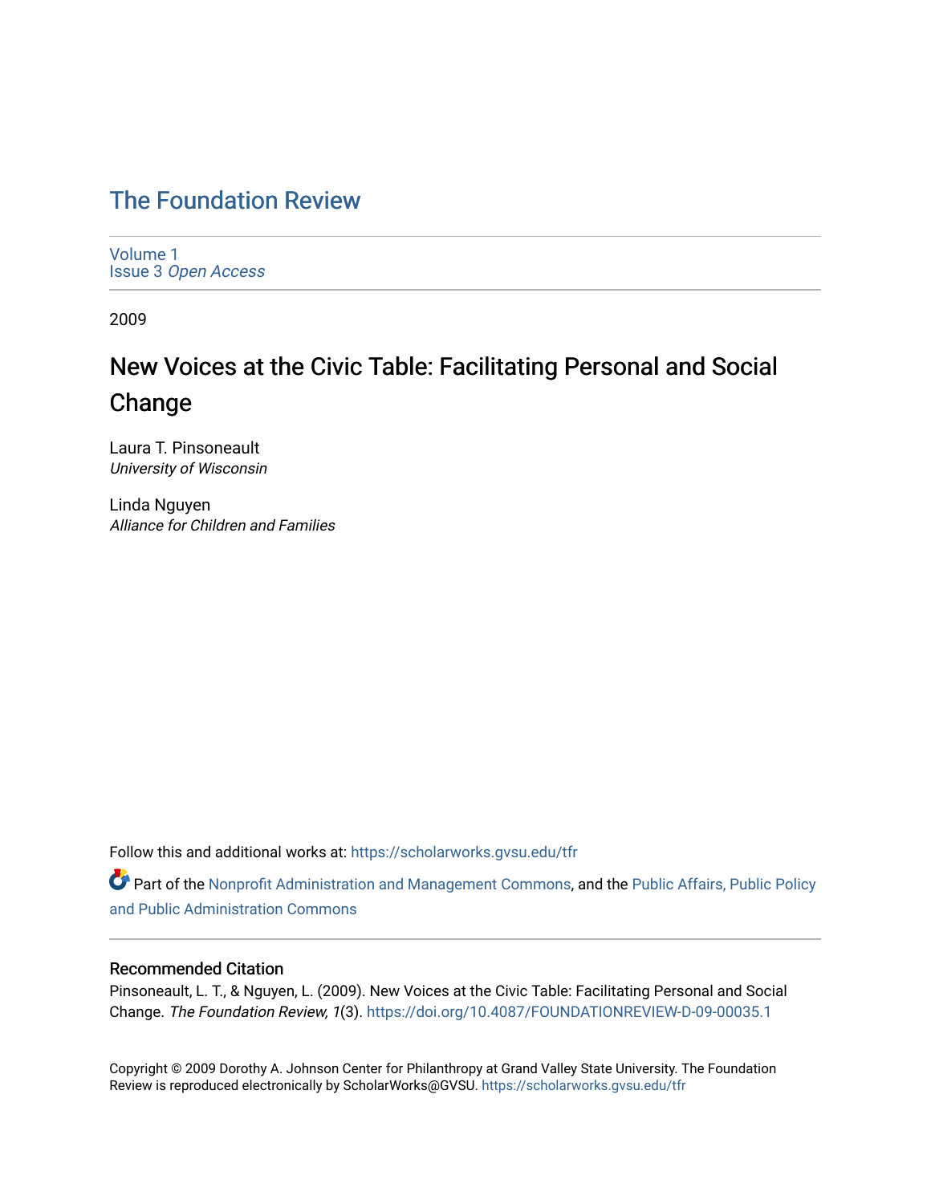# The Foundation Review

Volume 1
Issue 3 *Open Access*

2009

## New Voices at the Civic Table: Facilitating Personal and Social Change

Laura T. Pinsoneault
*University of Wisconsin*

Linda Nguyen
*Alliance for Children and Families*

Follow this and additional works at: https://scholarworks.gvsu.edu/tfr

Part of the Nonprofit Administration and Management Commons, and the Public Affairs, Public Policy and Public Administration Commons

### Recommended Citation

Pinsoneault, L. T., & Nguyen, L. (2009). New Voices at the Civic Table: Facilitating Personal and Social Change. *The Foundation Review, 1*(3). https://doi.org/10.4087/FOUNDATIONREVIEW-D-09-00035.1

Copyright © 2009 Dorothy A. Johnson Center for Philanthropy at Grand Valley State University. The Foundation Review is reproduced electronically by ScholarWorks@GVSU. https://scholarworks.gvsu.edu/tfr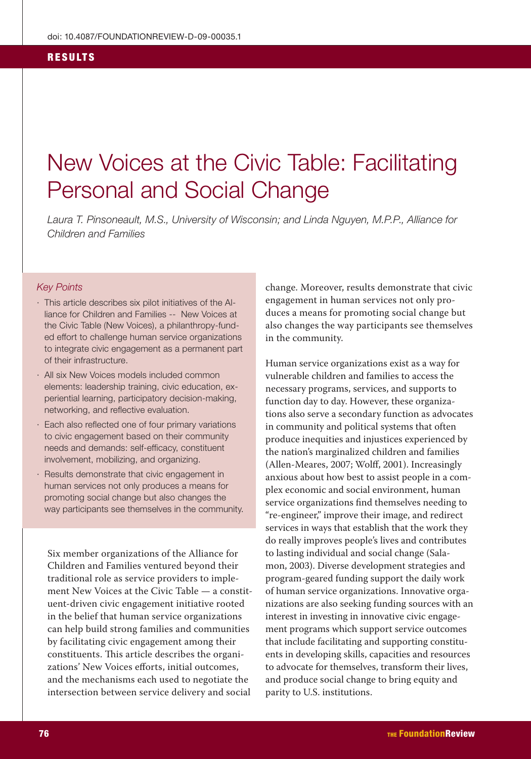doi: 10.4087/FOUNDATIONREVIEW-D-09-00035.1

RESULTS

# New Voices at the Civic Table: Facilitating Personal and Social Change

*Laura T. Pinsoneault, M.S., University of Wisconsin; and Linda Nguyen, M.P.P., Alliance for Children and Families*

*Key Points*

- This article describes six pilot initiatives of the Alliance for Children and Families -- New Voices at the Civic Table (New Voices), a philanthropy-funded effort to challenge human service organizations to integrate civic engagement as a permanent part of their infrastructure.
- All six New Voices models included common elements: leadership training, civic education, experiential learning, participatory decision-making, networking, and reflective evaluation.
- Each also reflected one of four primary variations to civic engagement based on their community needs and demands: self-efficacy, constituent involvement, mobilizing, and organizing.
- Results demonstrate that civic engagement in human services not only produces a means for promoting social change but also changes the way participants see themselves in the community.

Six member organizations of the Alliance for Children and Families ventured beyond their traditional role as service providers to implement New Voices at the Civic Table — a constituent-driven civic engagement initiative rooted in the belief that human service organizations can help build strong families and communities by facilitating civic engagement among their constituents. This article describes the organizations' New Voices efforts, initial outcomes, and the mechanisms each used to negotiate the intersection between service delivery and social change. Moreover, results demonstrate that civic engagement in human services not only produces a means for promoting social change but also changes the way participants see themselves in the community.

Human service organizations exist as a way for vulnerable children and families to access the necessary programs, services, and supports to function day to day. However, these organizations also serve a secondary function as advocates in community and political systems that often produce inequities and injustices experienced by the nation's marginalized children and families (Allen-Meares, 2007; Wolff, 2001). Increasingly anxious about how best to assist people in a complex economic and social environment, human service organizations find themselves needing to "re-engineer," improve their image, and redirect services in ways that establish that the work they do really improves people's lives and contributes to lasting individual and social change (Salamon, 2003). Diverse development strategies and program-geared funding support the daily work of human service organizations. Innovative organizations are also seeking funding sources with an interest in investing in innovative civic engagement programs which support service outcomes that include facilitating and supporting constituents in developing skills, capacities and resources to advocate for themselves, transform their lives, and produce social change to bring equity and parity to U.S. institutions.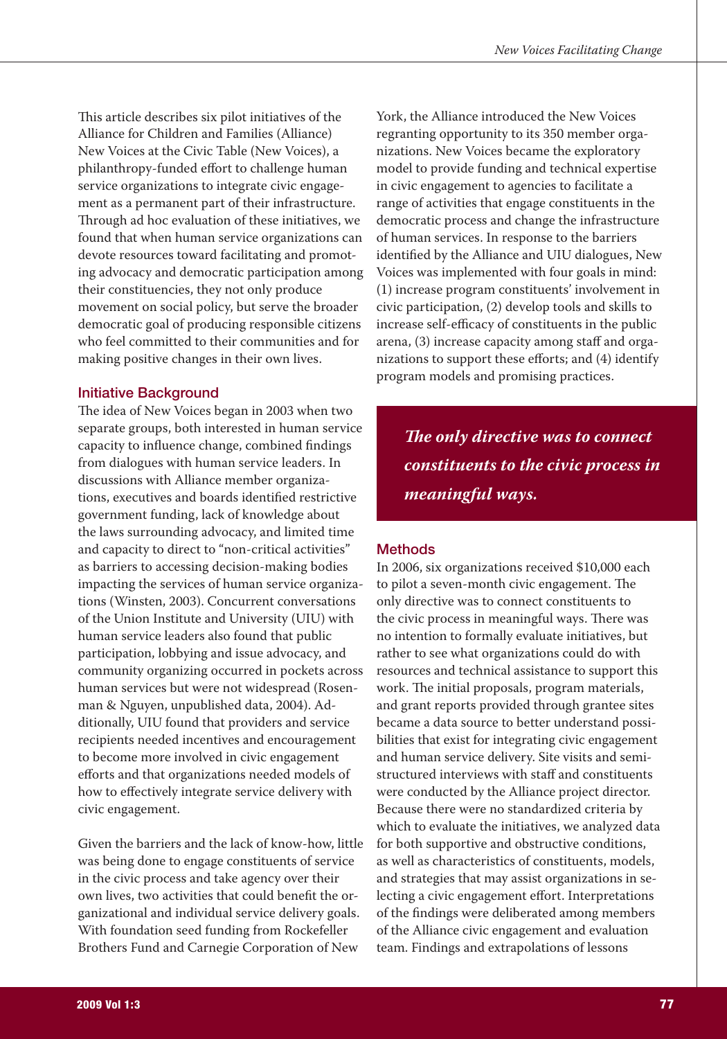This article describes six pilot initiatives of the Alliance for Children and Families (Alliance) New Voices at the Civic Table (New Voices), a philanthropy-funded effort to challenge human service organizations to integrate civic engagement as a permanent part of their infrastructure. Through ad hoc evaluation of these initiatives, we found that when human service organizations can devote resources toward facilitating and promoting advocacy and democratic participation among their constituencies, they not only produce movement on social policy, but serve the broader democratic goal of producing responsible citizens who feel committed to their communities and for making positive changes in their own lives.

## Initiative Background

The idea of New Voices began in 2003 when two separate groups, both interested in human service capacity to influence change, combined findings from dialogues with human service leaders. In discussions with Alliance member organizations, executives and boards identified restrictive government funding, lack of knowledge about the laws surrounding advocacy, and limited time and capacity to direct to "non-critical activities" as barriers to accessing decision-making bodies impacting the services of human service organizations (Winsten, 2003). Concurrent conversations of the Union Institute and University (UIU) with human service leaders also found that public participation, lobbying and issue advocacy, and community organizing occurred in pockets across human services but were not widespread (Rosenman & Nguyen, unpublished data, 2004). Additionally, UIU found that providers and service recipients needed incentives and encouragement to become more involved in civic engagement efforts and that organizations needed models of how to effectively integrate service delivery with civic engagement.

Given the barriers and the lack of know-how, little was being done to engage constituents of service in the civic process and take agency over their own lives, two activities that could benefit the organizational and individual service delivery goals. With foundation seed funding from Rockefeller Brothers Fund and Carnegie Corporation of New York, the Alliance introduced the New Voices regranting opportunity to its 350 member organizations. New Voices became the exploratory model to provide funding and technical expertise in civic engagement to agencies to facilitate a range of activities that engage constituents in the democratic process and change the infrastructure of human services. In response to the barriers identified by the Alliance and UIU dialogues, New Voices was implemented with four goals in mind: (1) increase program constituents' involvement in civic participation, (2) develop tools and skills to increase self-efficacy of constituents in the public arena, (3) increase capacity among staff and organizations to support these efforts; and (4) identify program models and promising practices.

> ***The only directive was to connect constituents to the civic process in meaningful ways.***

## Methods

In 2006, six organizations received $10,000 each to pilot a seven-month civic engagement. The only directive was to connect constituents to the civic process in meaningful ways. There was no intention to formally evaluate initiatives, but rather to see what organizations could do with resources and technical assistance to support this work. The initial proposals, program materials, and grant reports provided through grantee sites became a data source to better understand possibilities that exist for integrating civic engagement and human service delivery. Site visits and semi-structured interviews with staff and constituents were conducted by the Alliance project director. Because there were no standardized criteria by which to evaluate the initiatives, we analyzed data for both supportive and obstructive conditions, as well as characteristics of constituents, models, and strategies that may assist organizations in selecting a civic engagement effort. Interpretations of the findings were deliberated among members of the Alliance civic engagement and evaluation team. Findings and extrapolations of lessons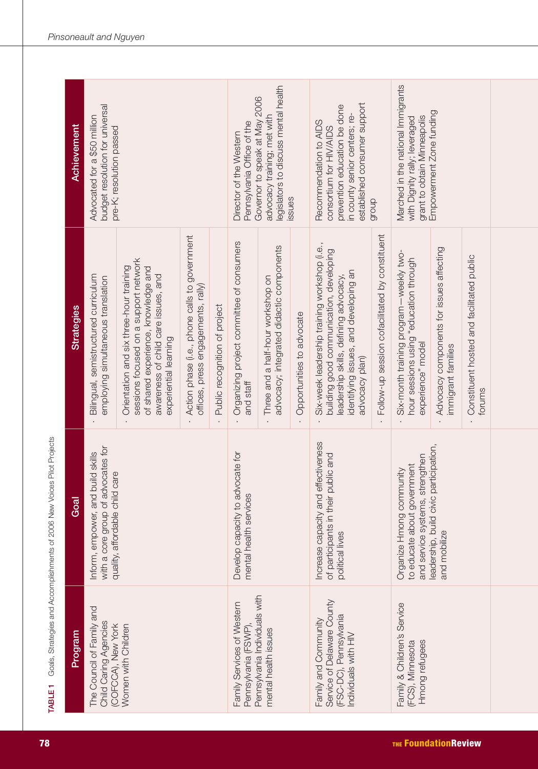**TABLE 1** Goals, Strategies and Accomplishments of 2006 New Voices Pilot Projects

| Program | Goal | Strategies | Achievement |
|---|---|---|---|
| The Council of Family and Child Caring Agencies (COFCCA), New York<br>Women with Children | Inform, empower, and build skills with a core group of advocates for quality, affordable child care | · Bilingual, semistructured curriculum employing simultaneous translation<br>· Orientation and six three-hour training sessions focused on a support network of shared experience, knowledge and awareness of child care issues, and experiential learning<br>· Action phase (i.e., phone calls to government offices, press engagements, rally)<br>· Public recognition of project | Advocated for a $50 million budget resolution for universal pre-K; resolution passed |
| Family Services of Western Pennsylvania (FSWP), Pennsylvania Individuals with mental health issues | Develop capacity to advocate for mental health services | · Organizing project committee of consumers and staff<br>· Three and a half-hour workshop on advocacy; integrated didactic components<br>· Opportunities to advocate | Director of the Western Pennsylvania Office of the Governor to speak at May 2006 advocacy training; met with legislators to discuss mental health issues |
| Family and Community Service of Delaware County (FSC-DC), Pennsylvania Individuals with HIV | Increase capacity and effectiveness of participants in their public and political lives | · Six-week leadership training workshop (i.e., building good communication, developing leadership skills, defining advocacy, identifying issues, and developing an advocacy plan)<br>· Follow-up session cofacilitated by constituent | Recommendation to AIDS consortium for HIV/AIDS prevention education be done in county senior centers; re-established consumer support group |
| Family & Children's Service (FCS), Minnesota<br>Hmong refugees | Organize Hmong community to educate about government and service systems, strengthen leadership, build civic participation, and mobilize | · Six-month training program—weekly two-hour sessions using "education through experience" model<br>· Advocacy components for issues affecting immigrant families<br>· Constituent hosted and facilitated public forums | Marched in the national Immigrants with Dignity rally; leveraged grant to obtain Minneapolis Empowerment Zone funding |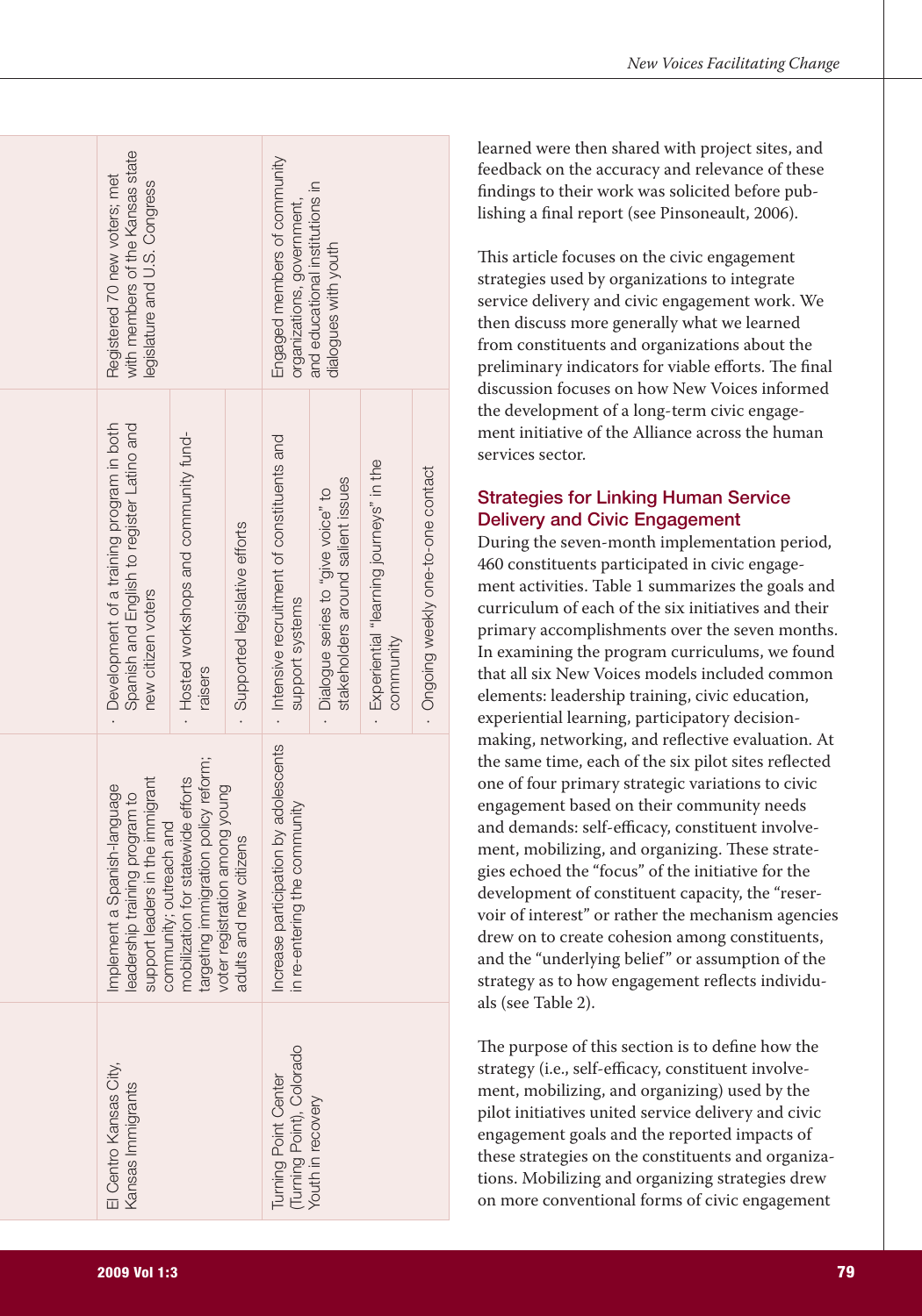| | | | |
|---|---|---|---|
| El Centro Kansas City, Kansas Immigrants | Implement a Spanish-language leadership training program to support leaders in the immigrant community; outreach and mobilization for statewide efforts targeting immigration policy reform; voter registration among young adults and new citizens | · Development of a training program in both Spanish and English to register Latino and new citizen voters<br>· Hosted workshops and community fund-raisers<br>· Supported legislative efforts | Registered 70 new voters; met with members of the Kansas state legislature and U.S. Congress |
| Turning Point Center (Turning Point), Colorado Youth in recovery | Increase participation by adolescents in re-entering the community | · Intensive recruitment of constituents and support systems<br>· Dialogue series to "give voice" to stakeholders around salient issues<br>· Experiential "learning journeys" in the community<br>· Ongoing weekly one-to-one contact | Engaged members of community organizations, government, and educational institutions in dialogues with youth |

learned were then shared with project sites, and feedback on the accuracy and relevance of these findings to their work was solicited before publishing a final report (see Pinsoneault, 2006).

This article focuses on the civic engagement strategies used by organizations to integrate service delivery and civic engagement work. We then discuss more generally what we learned from constituents and organizations about the preliminary indicators for viable efforts. The final discussion focuses on how New Voices informed the development of a long-term civic engagement initiative of the Alliance across the human services sector.

## Strategies for Linking Human Service Delivery and Civic Engagement

During the seven-month implementation period, 460 constituents participated in civic engagement activities. Table 1 summarizes the goals and curriculum of each of the six initiatives and their primary accomplishments over the seven months. In examining the program curriculums, we found that all six New Voices models included common elements: leadership training, civic education, experiential learning, participatory decision-making, networking, and reflective evaluation. At the same time, each of the six pilot sites reflected one of four primary strategic variations to civic engagement based on their community needs and demands: self-efficacy, constituent involvement, mobilizing, and organizing. These strategies echoed the "focus" of the initiative for the development of constituent capacity, the "reservoir of interest" or rather the mechanism agencies drew on to create cohesion among constituents, and the "underlying belief" or assumption of the strategy as to how engagement reflects individuals (see Table 2).

The purpose of this section is to define how the strategy (i.e., self-efficacy, constituent involvement, mobilizing, and organizing) used by the pilot initiatives united service delivery and civic engagement goals and the reported impacts of these strategies on the constituents and organizations. Mobilizing and organizing strategies drew on more conventional forms of civic engagement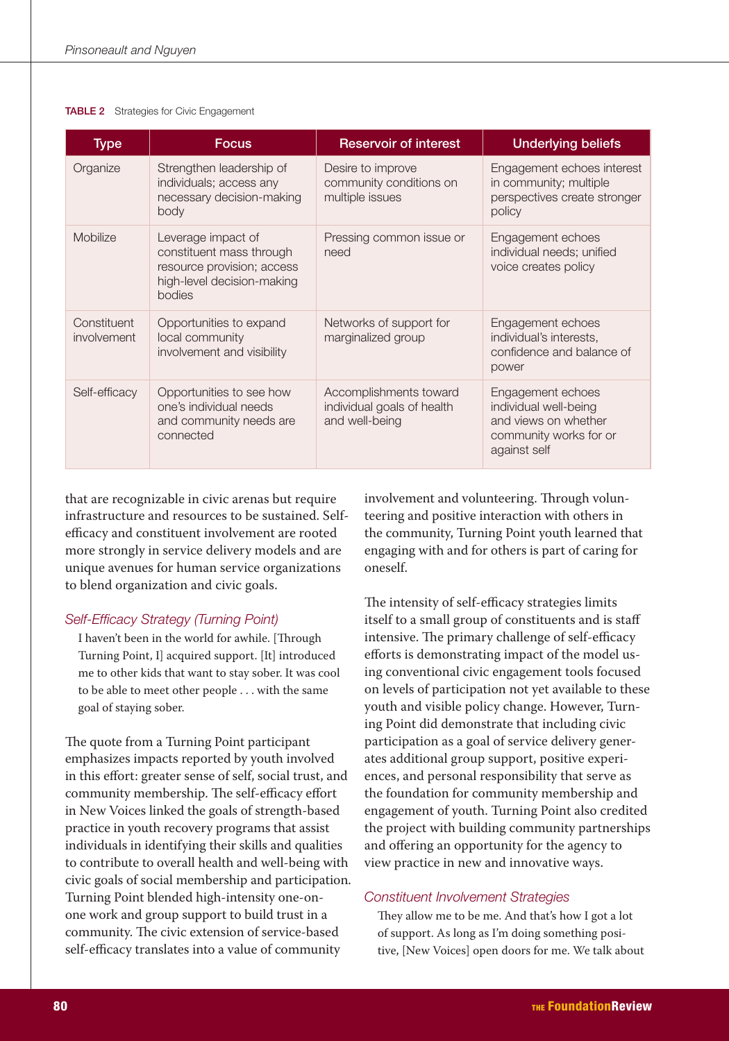**TABLE 2** Strategies for Civic Engagement

| Type | Focus | Reservoir of interest | Underlying beliefs |
|---|---|---|---|
| Organize | Strengthen leadership of individuals; access any necessary decision-making body | Desire to improve community conditions on multiple issues | Engagement echoes interest in community; multiple perspectives create stronger policy |
| Mobilize | Leverage impact of constituent mass through resource provision; access high-level decision-making bodies | Pressing common issue or need | Engagement echoes individual needs; unified voice creates policy |
| Constituent involvement | Opportunities to expand local community involvement and visibility | Networks of support for marginalized group | Engagement echoes individual's interests, confidence and balance of power |
| Self-efficacy | Opportunities to see how one's individual needs and community needs are connected | Accomplishments toward individual goals of health and well-being | Engagement echoes individual well-being and views on whether community works for or against self |

that are recognizable in civic arenas but require infrastructure and resources to be sustained. Self-efficacy and constituent involvement are rooted more strongly in service delivery models and are unique avenues for human service organizations to blend organization and civic goals.

### *Self-Efficacy Strategy (Turning Point)*

> I haven't been in the world for awhile. [Through Turning Point, I] acquired support. [It] introduced me to other kids that want to stay sober. It was cool to be able to meet other people . . . with the same goal of staying sober.

The quote from a Turning Point participant emphasizes impacts reported by youth involved in this effort: greater sense of self, social trust, and community membership. The self-efficacy effort in New Voices linked the goals of strength-based practice in youth recovery programs that assist individuals in identifying their skills and qualities to contribute to overall health and well-being with civic goals of social membership and participation. Turning Point blended high-intensity one-on-one work and group support to build trust in a community. The civic extension of service-based self-efficacy translates into a value of community involvement and volunteering. Through volunteering and positive interaction with others in the community, Turning Point youth learned that engaging with and for others is part of caring for oneself.

The intensity of self-efficacy strategies limits itself to a small group of constituents and is staff intensive. The primary challenge of self-efficacy efforts is demonstrating impact of the model using conventional civic engagement tools focused on levels of participation not yet available to these youth and visible policy change. However, Turning Point did demonstrate that including civic participation as a goal of service delivery generates additional group support, positive experiences, and personal responsibility that serve as the foundation for community membership and engagement of youth. Turning Point also credited the project with building community partnerships and offering an opportunity for the agency to view practice in new and innovative ways.

### *Constituent Involvement Strategies*

> They allow me to be me. And that's how I got a lot of support. As long as I'm doing something positive, [New Voices] open doors for me. We talk about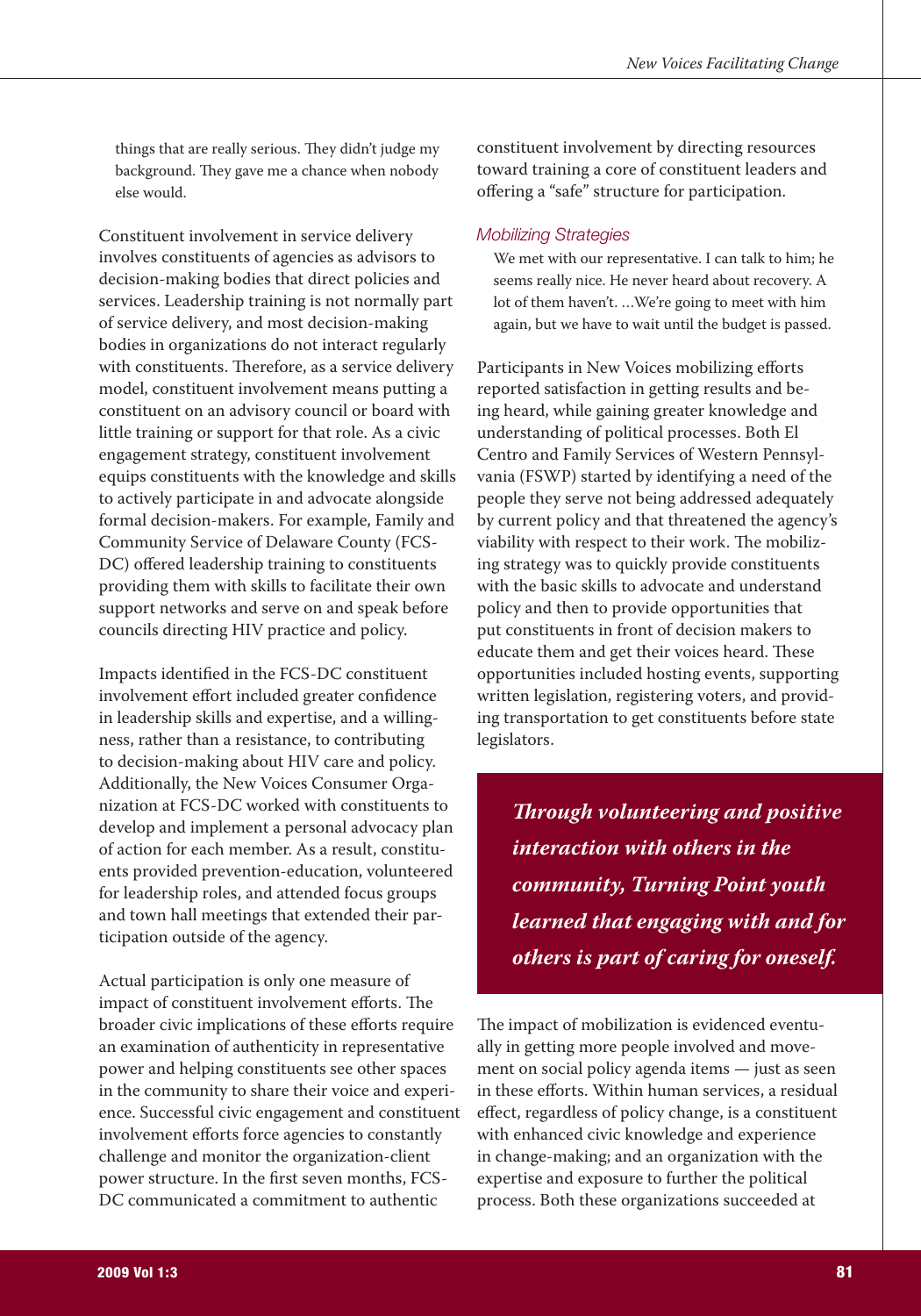> things that are really serious. They didn't judge my background. They gave me a chance when nobody else would.

Constituent involvement in service delivery involves constituents of agencies as advisors to decision-making bodies that direct policies and services. Leadership training is not normally part of service delivery, and most decision-making bodies in organizations do not interact regularly with constituents. Therefore, as a service delivery model, constituent involvement means putting a constituent on an advisory council or board with little training or support for that role. As a civic engagement strategy, constituent involvement equips constituents with the knowledge and skills to actively participate in and advocate alongside formal decision-makers. For example, Family and Community Service of Delaware County (FCS-DC) offered leadership training to constituents providing them with skills to facilitate their own support networks and serve on and speak before councils directing HIV practice and policy.

Impacts identified in the FCS-DC constituent involvement effort included greater confidence in leadership skills and expertise, and a willingness, rather than a resistance, to contributing to decision-making about HIV care and policy. Additionally, the New Voices Consumer Organization at FCS-DC worked with constituents to develop and implement a personal advocacy plan of action for each member. As a result, constituents provided prevention-education, volunteered for leadership roles, and attended focus groups and town hall meetings that extended their participation outside of the agency.

Actual participation is only one measure of impact of constituent involvement efforts. The broader civic implications of these efforts require an examination of authenticity in representative power and helping constituents see other spaces in the community to share their voice and experience. Successful civic engagement and constituent involvement efforts force agencies to constantly challenge and monitor the organization-client power structure. In the first seven months, FCS-DC communicated a commitment to authentic constituent involvement by directing resources toward training a core of constituent leaders and offering a "safe" structure for participation.

### *Mobilizing Strategies*

> We met with our representative. I can talk to him; he seems really nice. He never heard about recovery. A lot of them haven't. …We're going to meet with him again, but we have to wait until the budget is passed.

Participants in New Voices mobilizing efforts reported satisfaction in getting results and being heard, while gaining greater knowledge and understanding of political processes. Both El Centro and Family Services of Western Pennsylvania (FSWP) started by identifying a need of the people they serve not being addressed adequately by current policy and that threatened the agency's viability with respect to their work. The mobilizing strategy was to quickly provide constituents with the basic skills to advocate and understand policy and then to provide opportunities that put constituents in front of decision makers to educate them and get their voices heard. These opportunities included hosting events, supporting written legislation, registering voters, and providing transportation to get constituents before state legislators.

> ***Through volunteering and positive interaction with others in the community, Turning Point youth learned that engaging with and for others is part of caring for oneself.***

The impact of mobilization is evidenced eventually in getting more people involved and movement on social policy agenda items — just as seen in these efforts. Within human services, a residual effect, regardless of policy change, is a constituent with enhanced civic knowledge and experience in change-making; and an organization with the expertise and exposure to further the political process. Both these organizations succeeded at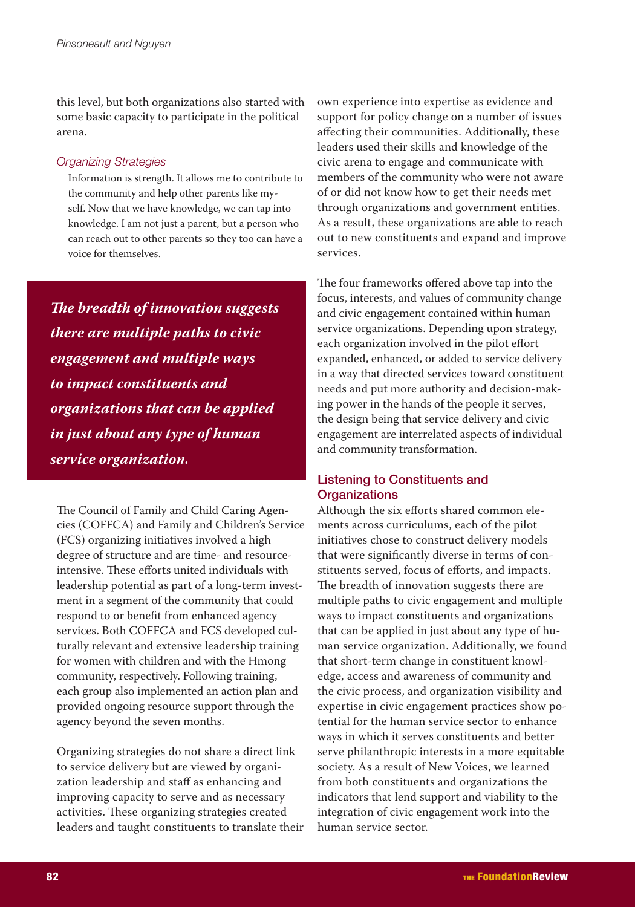this level, but both organizations also started with some basic capacity to participate in the political arena.

### *Organizing Strategies*

> Information is strength. It allows me to contribute to the community and help other parents like myself. Now that we have knowledge, we can tap into knowledge. I am not just a parent, but a person who can reach out to other parents so they too can have a voice for themselves.

***The breadth of innovation suggests there are multiple paths to civic engagement and multiple ways to impact constituents and organizations that can be applied in just about any type of human service organization.***

The Council of Family and Child Caring Agencies (COFFCA) and Family and Children's Service (FCS) organizing initiatives involved a high degree of structure and are time- and resource-intensive. These efforts united individuals with leadership potential as part of a long-term investment in a segment of the community that could respond to or benefit from enhanced agency services. Both COFFCA and FCS developed culturally relevant and extensive leadership training for women with children and with the Hmong community, respectively. Following training, each group also implemented an action plan and provided ongoing resource support through the agency beyond the seven months.

Organizing strategies do not share a direct link to service delivery but are viewed by organization leadership and staff as enhancing and improving capacity to serve and as necessary activities. These organizing strategies created leaders and taught constituents to translate their own experience into expertise as evidence and support for policy change on a number of issues affecting their communities. Additionally, these leaders used their skills and knowledge of the civic arena to engage and communicate with members of the community who were not aware of or did not know how to get their needs met through organizations and government entities. As a result, these organizations are able to reach out to new constituents and expand and improve services.

The four frameworks offered above tap into the focus, interests, and values of community change and civic engagement contained within human service organizations. Depending upon strategy, each organization involved in the pilot effort expanded, enhanced, or added to service delivery in a way that directed services toward constituent needs and put more authority and decision-making power in the hands of the people it serves, the design being that service delivery and civic engagement are interrelated aspects of individual and community transformation.

## Listening to Constituents and Organizations

Although the six efforts shared common elements across curriculums, each of the pilot initiatives chose to construct delivery models that were significantly diverse in terms of constituents served, focus of efforts, and impacts. The breadth of innovation suggests there are multiple paths to civic engagement and multiple ways to impact constituents and organizations that can be applied in just about any type of human service organization. Additionally, we found that short-term change in constituent knowledge, access and awareness of community and the civic process, and organization visibility and expertise in civic engagement practices show potential for the human service sector to enhance ways in which it serves constituents and better serve philanthropic interests in a more equitable society. As a result of New Voices, we learned from both constituents and organizations the indicators that lend support and viability to the integration of civic engagement work into the human service sector.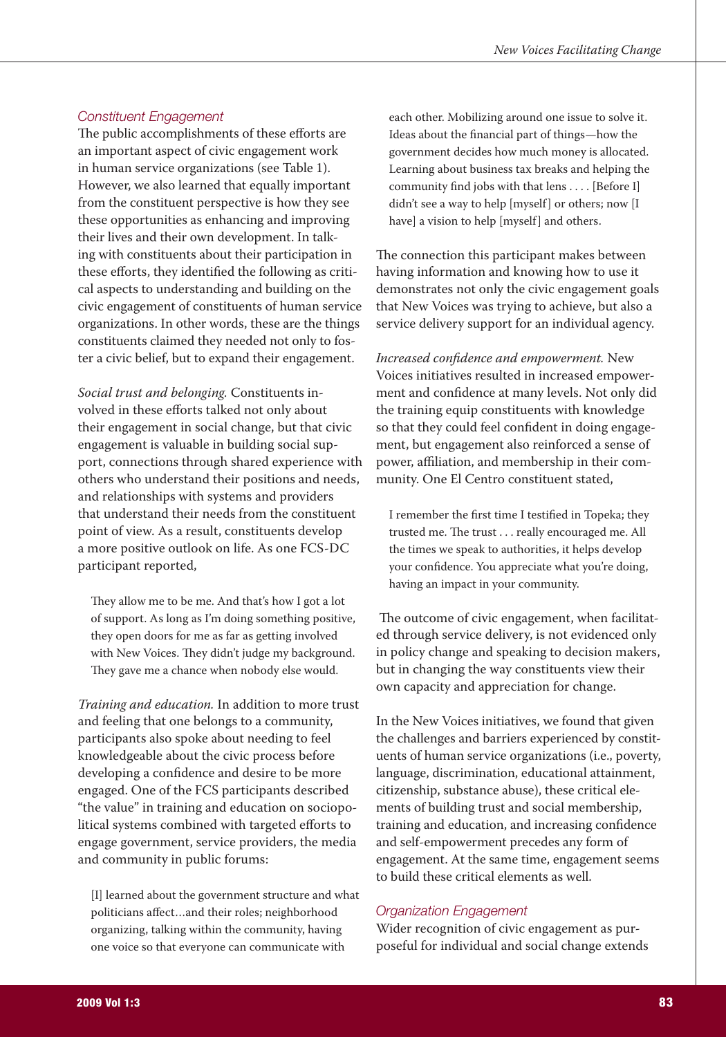### *Constituent Engagement*

The public accomplishments of these efforts are an important aspect of civic engagement work in human service organizations (see Table 1). However, we also learned that equally important from the constituent perspective is how they see these opportunities as enhancing and improving their lives and their own development. In talking with constituents about their participation in these efforts, they identified the following as critical aspects to understanding and building on the civic engagement of constituents of human service organizations. In other words, these are the things constituents claimed they needed not only to foster a civic belief, but to expand their engagement.

*Social trust and belonging.* Constituents involved in these efforts talked not only about their engagement in social change, but that civic engagement is valuable in building social support, connections through shared experience with others who understand their positions and needs, and relationships with systems and providers that understand their needs from the constituent point of view. As a result, constituents develop a more positive outlook on life. As one FCS-DC participant reported,

> They allow me to be me. And that's how I got a lot of support. As long as I'm doing something positive, they open doors for me as far as getting involved with New Voices. They didn't judge my background. They gave me a chance when nobody else would.

*Training and education.* In addition to more trust and feeling that one belongs to a community, participants also spoke about needing to feel knowledgeable about the civic process before developing a confidence and desire to be more engaged. One of the FCS participants described "the value" in training and education on sociopolitical systems combined with targeted efforts to engage government, service providers, the media and community in public forums:

> [I] learned about the government structure and what politicians affect…and their roles; neighborhood organizing, talking within the community, having one voice so that everyone can communicate with each other. Mobilizing around one issue to solve it. Ideas about the financial part of things—how the government decides how much money is allocated. Learning about business tax breaks and helping the community find jobs with that lens . . . . [Before I] didn't see a way to help [myself] or others; now [I have] a vision to help [myself] and others.

The connection this participant makes between having information and knowing how to use it demonstrates not only the civic engagement goals that New Voices was trying to achieve, but also a service delivery support for an individual agency.

*Increased confidence and empowerment.* New Voices initiatives resulted in increased empowerment and confidence at many levels. Not only did the training equip constituents with knowledge so that they could feel confident in doing engagement, but engagement also reinforced a sense of power, affiliation, and membership in their community. One El Centro constituent stated,

> I remember the first time I testified in Topeka; they trusted me. The trust . . . really encouraged me. All the times we speak to authorities, it helps develop your confidence. You appreciate what you're doing, having an impact in your community.

The outcome of civic engagement, when facilitated through service delivery, is not evidenced only in policy change and speaking to decision makers, but in changing the way constituents view their own capacity and appreciation for change.

In the New Voices initiatives, we found that given the challenges and barriers experienced by constituents of human service organizations (i.e., poverty, language, discrimination, educational attainment, citizenship, substance abuse), these critical elements of building trust and social membership, training and education, and increasing confidence and self-empowerment precedes any form of engagement. At the same time, engagement seems to build these critical elements as well.

### *Organization Engagement*

Wider recognition of civic engagement as purposeful for individual and social change extends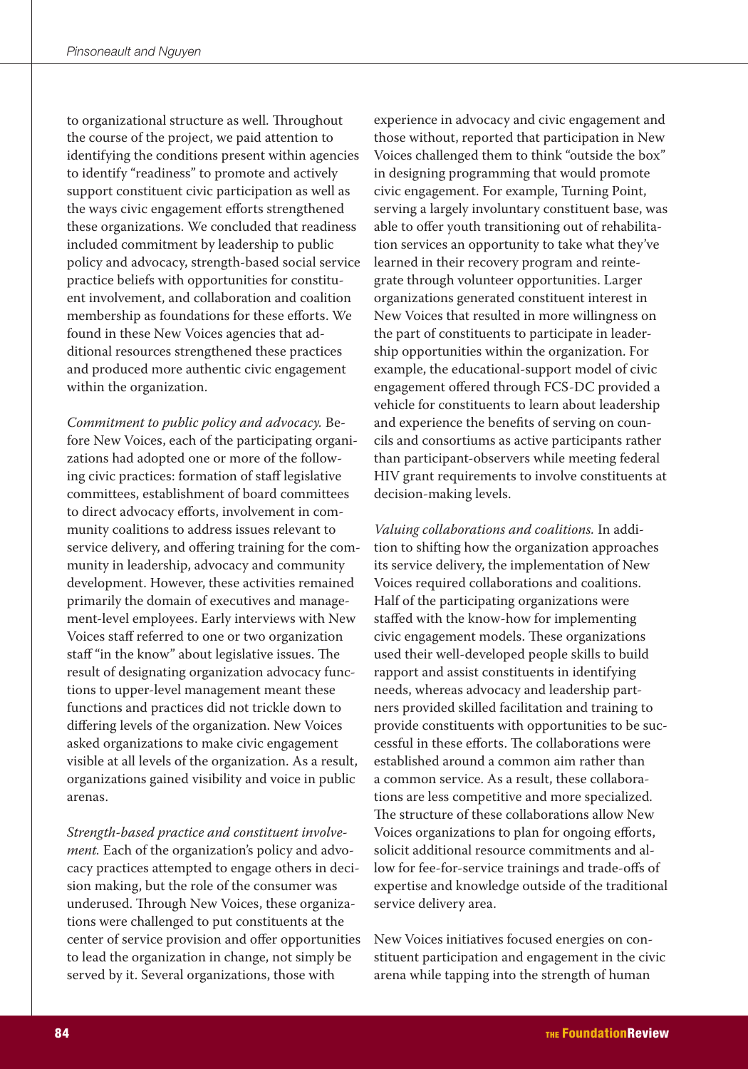to organizational structure as well. Throughout the course of the project, we paid attention to identifying the conditions present within agencies to identify "readiness" to promote and actively support constituent civic participation as well as the ways civic engagement efforts strengthened these organizations. We concluded that readiness included commitment by leadership to public policy and advocacy, strength-based social service practice beliefs with opportunities for constituent involvement, and collaboration and coalition membership as foundations for these efforts. We found in these New Voices agencies that additional resources strengthened these practices and produced more authentic civic engagement within the organization.

*Commitment to public policy and advocacy.* Before New Voices, each of the participating organizations had adopted one or more of the following civic practices: formation of staff legislative committees, establishment of board committees to direct advocacy efforts, involvement in community coalitions to address issues relevant to service delivery, and offering training for the community in leadership, advocacy and community development. However, these activities remained primarily the domain of executives and management-level employees. Early interviews with New Voices staff referred to one or two organization staff "in the know" about legislative issues. The result of designating organization advocacy functions to upper-level management meant these functions and practices did not trickle down to differing levels of the organization. New Voices asked organizations to make civic engagement visible at all levels of the organization. As a result, organizations gained visibility and voice in public arenas.

*Strength-based practice and constituent involvement.* Each of the organization's policy and advocacy practices attempted to engage others in decision making, but the role of the consumer was underused. Through New Voices, these organizations were challenged to put constituents at the center of service provision and offer opportunities to lead the organization in change, not simply be served by it. Several organizations, those with experience in advocacy and civic engagement and those without, reported that participation in New Voices challenged them to think "outside the box" in designing programming that would promote civic engagement. For example, Turning Point, serving a largely involuntary constituent base, was able to offer youth transitioning out of rehabilitation services an opportunity to take what they've learned in their recovery program and reintegrate through volunteer opportunities. Larger organizations generated constituent interest in New Voices that resulted in more willingness on the part of constituents to participate in leadership opportunities within the organization. For example, the educational-support model of civic engagement offered through FCS-DC provided a vehicle for constituents to learn about leadership and experience the benefits of serving on councils and consortiums as active participants rather than participant-observers while meeting federal HIV grant requirements to involve constituents at decision-making levels.

*Valuing collaborations and coalitions.* In addition to shifting how the organization approaches its service delivery, the implementation of New Voices required collaborations and coalitions. Half of the participating organizations were staffed with the know-how for implementing civic engagement models. These organizations used their well-developed people skills to build rapport and assist constituents in identifying needs, whereas advocacy and leadership partners provided skilled facilitation and training to provide constituents with opportunities to be successful in these efforts. The collaborations were established around a common aim rather than a common service. As a result, these collaborations are less competitive and more specialized. The structure of these collaborations allow New Voices organizations to plan for ongoing efforts, solicit additional resource commitments and allow for fee-for-service trainings and trade-offs of expertise and knowledge outside of the traditional service delivery area.

New Voices initiatives focused energies on constituent participation and engagement in the civic arena while tapping into the strength of human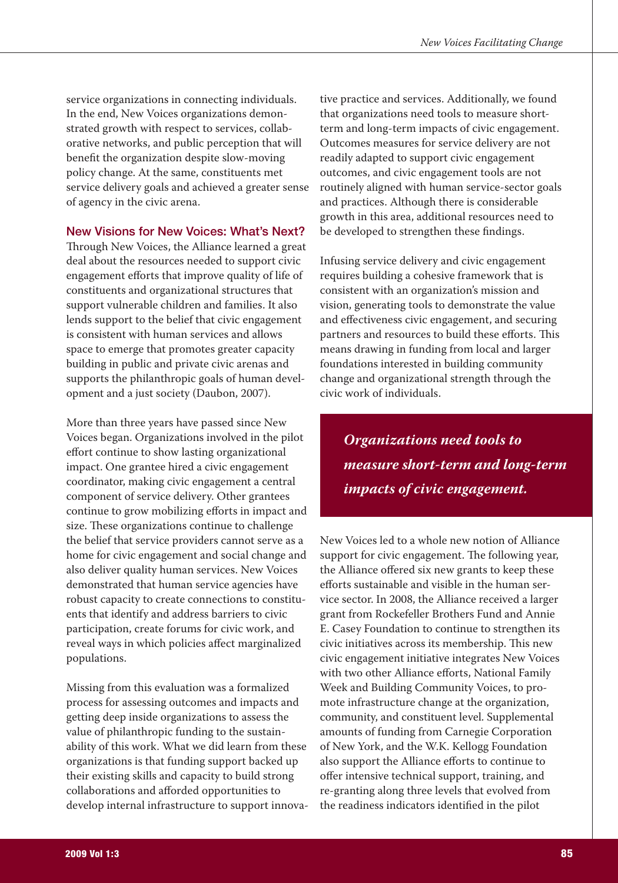service organizations in connecting individuals. In the end, New Voices organizations demonstrated growth with respect to services, collaborative networks, and public perception that will benefit the organization despite slow-moving policy change. At the same, constituents met service delivery goals and achieved a greater sense of agency in the civic arena.

### New Visions for New Voices: What's Next?

Through New Voices, the Alliance learned a great deal about the resources needed to support civic engagement efforts that improve quality of life of constituents and organizational structures that support vulnerable children and families. It also lends support to the belief that civic engagement is consistent with human services and allows space to emerge that promotes greater capacity building in public and private civic arenas and supports the philanthropic goals of human development and a just society (Daubon, 2007).

More than three years have passed since New Voices began. Organizations involved in the pilot effort continue to show lasting organizational impact. One grantee hired a civic engagement coordinator, making civic engagement a central component of service delivery. Other grantees continue to grow mobilizing efforts in impact and size. These organizations continue to challenge the belief that service providers cannot serve as a home for civic engagement and social change and also deliver quality human services. New Voices demonstrated that human service agencies have robust capacity to create connections to constituents that identify and address barriers to civic participation, create forums for civic work, and reveal ways in which policies affect marginalized populations.

Missing from this evaluation was a formalized process for assessing outcomes and impacts and getting deep inside organizations to assess the value of philanthropic funding to the sustainability of this work. What we did learn from these organizations is that funding support backed up their existing skills and capacity to build strong collaborations and afforded opportunities to develop internal infrastructure to support innovative practice and services. Additionally, we found that organizations need tools to measure short-term and long-term impacts of civic engagement. Outcomes measures for service delivery are not readily adapted to support civic engagement outcomes, and civic engagement tools are not routinely aligned with human service-sector goals and practices. Although there is considerable growth in this area, additional resources need to be developed to strengthen these findings.

Infusing service delivery and civic engagement requires building a cohesive framework that is consistent with an organization's mission and vision, generating tools to demonstrate the value and effectiveness civic engagement, and securing partners and resources to build these efforts. This means drawing in funding from local and larger foundations interested in building community change and organizational strength through the civic work of individuals.

> ***Organizations need tools to measure short-term and long-term impacts of civic engagement.***

New Voices led to a whole new notion of Alliance support for civic engagement. The following year, the Alliance offered six new grants to keep these efforts sustainable and visible in the human service sector. In 2008, the Alliance received a larger grant from Rockefeller Brothers Fund and Annie E. Casey Foundation to continue to strengthen its civic initiatives across its membership. This new civic engagement initiative integrates New Voices with two other Alliance efforts, National Family Week and Building Community Voices, to promote infrastructure change at the organization, community, and constituent level. Supplemental amounts of funding from Carnegie Corporation of New York, and the W.K. Kellogg Foundation also support the Alliance efforts to continue to offer intensive technical support, training, and re-granting along three levels that evolved from the readiness indicators identified in the pilot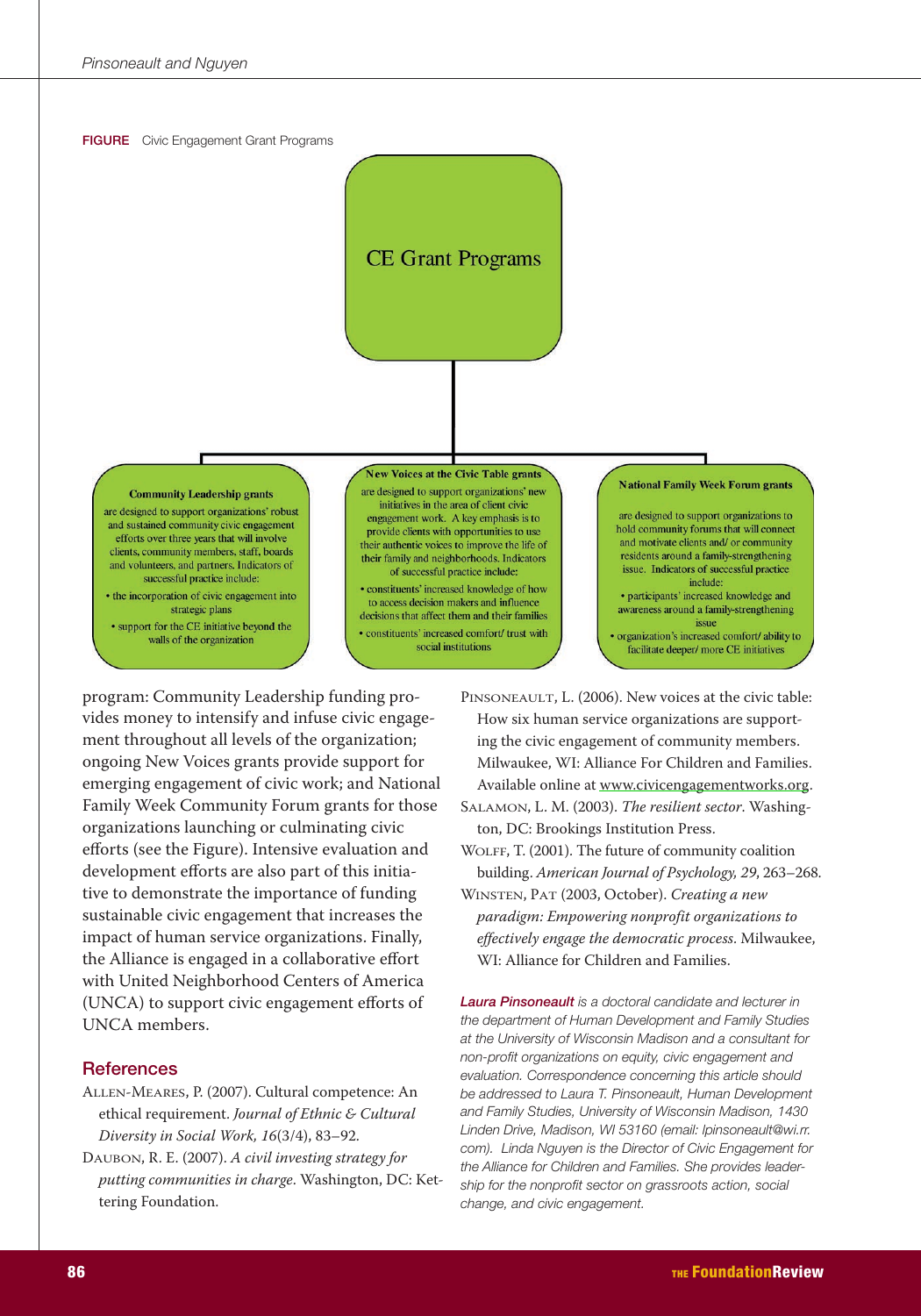**FIGURE** Civic Engagement Grant Programs

CE Grant Programs

**Community Leadership grants**

are designed to support organizations' robust and sustained community civic engagement efforts over three years that will involve clients, community members, staff, boards and volunteers, and partners. Indicators of successful practice include:

- the incorporation of civic engagement into strategic plans
- support for the CE initiative beyond the walls of the organization

**New Voices at the Civic Table grants**

are designed to support organizations' new initiatives in the area of client civic engagement work. A key emphasis is to provide clients with opportunities to use their authentic voices to improve the life of their family and neighborhoods. Indicators of successful practice include:

- constituents' increased knowledge of how to access decision makers and influence decisions that affect them and their families
- constituents' increased comfort/ trust with social institutions

**National Family Week Forum grants**

are designed to support organizations to hold community forums that will connect and motivate clients and/ or community residents around a family-strengthening issue. Indicators of successful practice include:

- participants' increased knowledge and awareness around a family-strengthening issue
- organization's increased comfort/ ability to facilitate deeper/ more CE initiatives

program: Community Leadership funding provides money to intensify and infuse civic engagement throughout all levels of the organization; ongoing New Voices grants provide support for emerging engagement of civic work; and National Family Week Community Forum grants for those organizations launching or culminating civic efforts (see the Figure). Intensive evaluation and development efforts are also part of this initiative to demonstrate the importance of funding sustainable civic engagement that increases the impact of human service organizations. Finally, the Alliance is engaged in a collaborative effort with United Neighborhood Centers of America (UNCA) to support civic engagement efforts of UNCA members.

## References

Allen-Meares, P. (2007). Cultural competence: An ethical requirement. *Journal of Ethnic & Cultural Diversity in Social Work, 16*(3/4), 83–92.

Daubon, R. E. (2007). *A civil investing strategy for putting communities in charge.* Washington, DC: Kettering Foundation.

Pinsoneault, L. (2006). New voices at the civic table: How six human service organizations are supporting the civic engagement of community members. Milwaukee, WI: Alliance For Children and Families. Available online at www.civicengagementworks.org.

Salamon, L. M. (2003). *The resilient sector.* Washington, DC: Brookings Institution Press.

Wolff, T. (2001). The future of community coalition building. *American Journal of Psychology, 29*, 263–268.

Winsten, Pat (2003, October). *Creating a new paradigm: Empowering nonprofit organizations to effectively engage the democratic process.* Milwaukee, WI: Alliance for Children and Families.

***Laura Pinsoneault*** *is a doctoral candidate and lecturer in the department of Human Development and Family Studies at the University of Wisconsin Madison and a consultant for non-profit organizations on equity, civic engagement and evaluation. Correspondence concerning this article should be addressed to Laura T. Pinsoneault, Human Development and Family Studies, University of Wisconsin Madison, 1430 Linden Drive, Madison, WI 53160 (email: lpinsoneault@wi.rr.com). Linda Nguyen is the Director of Civic Engagement for the Alliance for Children and Families. She provides leadership for the nonprofit sector on grassroots action, social change, and civic engagement.*